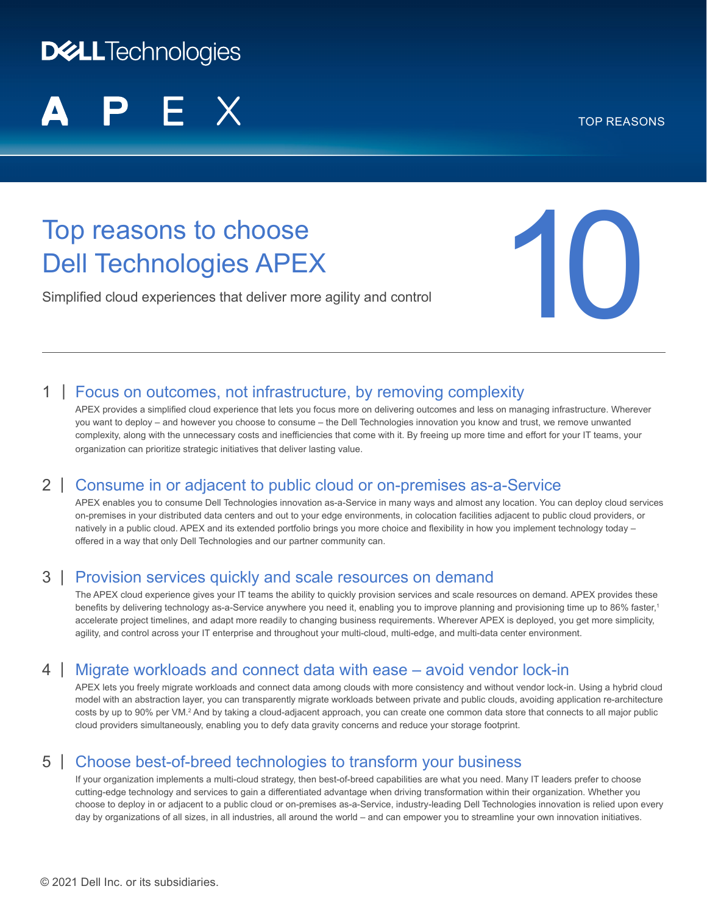Dell Technologies

APEX

TOP REASONS

# Top reasons to choose Dell Technologies APEX

Simplified cloud experiences that deliver more agility and control

10

## 1 | Focus on outcomes, not infrastructure, by removing complexity

APEX provides a simplified cloud experience that lets you focus more on delivering outcomes and less on managing infrastructure. Wherever you want to deploy – and however you choose to consume – the Dell Technologies innovation you know and trust, we remove unwanted complexity, along with the unnecessary costs and inefficiencies that come with it. By freeing up more time and effort for your IT teams, your organization can prioritize strategic initiatives that deliver lasting value.

## 2 | Consume in or adjacent to public cloud or on-premises as-a-Service

APEX enables you to consume Dell Technologies innovation as-a-Service in many ways and almost any location. You can deploy cloud services on-premises in your distributed data centers and out to your edge environments, in colocation facilities adjacent to public cloud providers, or natively in a public cloud. APEX and its extended portfolio brings you more choice and flexibility in how you implement technology today – offered in a way that only Dell Technologies and our partner community can.

## 3 | Provision services quickly and scale resources on demand

The APEX cloud experience gives your IT teams the ability to quickly provision services and scale resources on demand. APEX provides these benefits by delivering technology as-a-Service anywhere you need it, enabling you to improve planning and provisioning time up to 86% faster,[1] accelerate project timelines, and adapt more readily to changing business requirements. Wherever APEX is deployed, you get more simplicity, agility, and control across your IT enterprise and throughout your multi-cloud, multi-edge, and multi-data center environment.

## 4 | Migrate workloads and connect data with ease – avoid vendor lock-in

APEX lets you freely migrate workloads and connect data among clouds with more consistency and without vendor lock-in. Using a hybrid cloud model with an abstraction layer, you can transparently migrate workloads between private and public clouds, avoiding application re-architecture costs by up to 90% per VM.[2] And by taking a cloud-adjacent approach, you can create one common data store that connects to all major public cloud providers simultaneously, enabling you to defy data gravity concerns and reduce your storage footprint.

## 5 | Choose best-of-breed technologies to transform your business

If your organization implements a multi-cloud strategy, then best-of-breed capabilities are what you need. Many IT leaders prefer to choose cutting-edge technology and services to gain a differentiated advantage when driving transformation within their organization. Whether you choose to deploy in or adjacent to a public cloud or on-premises as-a-Service, industry-leading Dell Technologies innovation is relied upon every day by organizations of all sizes, in all industries, all around the world – and can empower you to streamline your own innovation initiatives.

© 2021 Dell Inc. or its subsidiaries.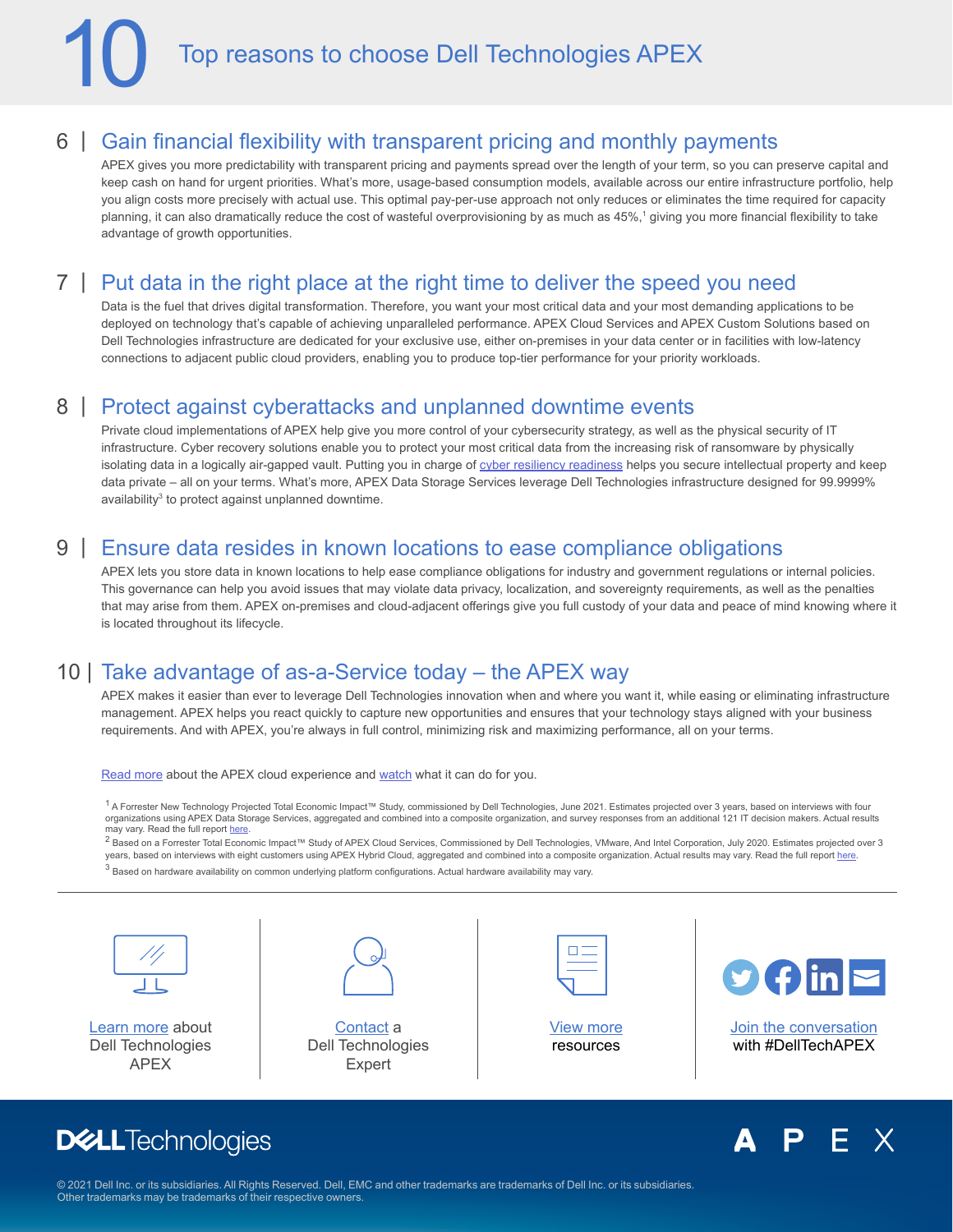# 10 Top reasons to choose Dell Technologies APEX

## 6 | Gain financial flexibility with transparent pricing and monthly payments

APEX gives you more predictability with transparent pricing and payments spread over the length of your term, so you can preserve capital and keep cash on hand for urgent priorities. What's more, usage-based consumption models, available across our entire infrastructure portfolio, help you align costs more precisely with actual use. This optimal pay-per-use approach not only reduces or eliminates the time required for capacity planning, it can also dramatically reduce the cost of wasteful overprovisioning by as much as 45%,[1] giving you more financial flexibility to take advantage of growth opportunities.

## 7 | Put data in the right place at the right time to deliver the speed you need

Data is the fuel that drives digital transformation. Therefore, you want your most critical data and your most demanding applications to be deployed on technology that's capable of achieving unparalleled performance. APEX Cloud Services and APEX Custom Solutions based on Dell Technologies infrastructure are dedicated for your exclusive use, either on-premises in your data center or in facilities with low-latency connections to adjacent public cloud providers, enabling you to produce top-tier performance for your priority workloads.

## 8 | Protect against cyberattacks and unplanned downtime events

Private cloud implementations of APEX help give you more control of your cybersecurity strategy, as well as the physical security of IT infrastructure. Cyber recovery solutions enable you to protect your most critical data from the increasing risk of ransomware by physically isolating data in a logically air-gapped vault. Putting you in charge of cyber resiliency readiness helps you secure intellectual property and keep data private – all on your terms. What's more, APEX Data Storage Services leverage Dell Technologies infrastructure designed for 99.9999% availability[3] to protect against unplanned downtime.

## 9 | Ensure data resides in known locations to ease compliance obligations

APEX lets you store data in known locations to help ease compliance obligations for industry and government regulations or internal policies. This governance can help you avoid issues that may violate data privacy, localization, and sovereignty requirements, as well as the penalties that may arise from them. APEX on-premises and cloud-adjacent offerings give you full custody of your data and peace of mind knowing where it is located throughout its lifecycle.

## 10 | Take advantage of as-a-Service today – the APEX way

APEX makes it easier than ever to leverage Dell Technologies innovation when and where you want it, while easing or eliminating infrastructure management. APEX helps you react quickly to capture new opportunities and ensures that your technology stays aligned with your business requirements. And with APEX, you're always in full control, minimizing risk and maximizing performance, all on your terms.

Read more about the APEX cloud experience and watch what it can do for you.

[1] A Forrester New Technology Projected Total Economic Impact™ Study, commissioned by Dell Technologies, June 2021. Estimates projected over 3 years, based on interviews with four organizations using APEX Data Storage Services, aggregated and combined into a composite organization, and survey responses from an additional 121 IT decision makers. Actual results may vary. Read the full report here.

[2] Based on a Forrester Total Economic Impact™ Study of APEX Cloud Services, Commissioned by Dell Technologies, VMware, And Intel Corporation, July 2020. Estimates projected over 3 years, based on interviews with eight customers using APEX Hybrid Cloud, aggregated and combined into a composite organization. Actual results may vary. Read the full report here.

[3] Based on hardware availability on common underlying platform configurations. Actual hardware availability may vary.

Learn more about Dell Technologies APEX

Contact a Dell Technologies Expert

View more resources

Join the conversation with #DellTechAPEX

DELL Technologies

APEX

© 2021 Dell Inc. or its subsidiaries. All Rights Reserved. Dell, EMC and other trademarks are trademarks of Dell Inc. or its subsidiaries. Other trademarks may be trademarks of their respective owners.